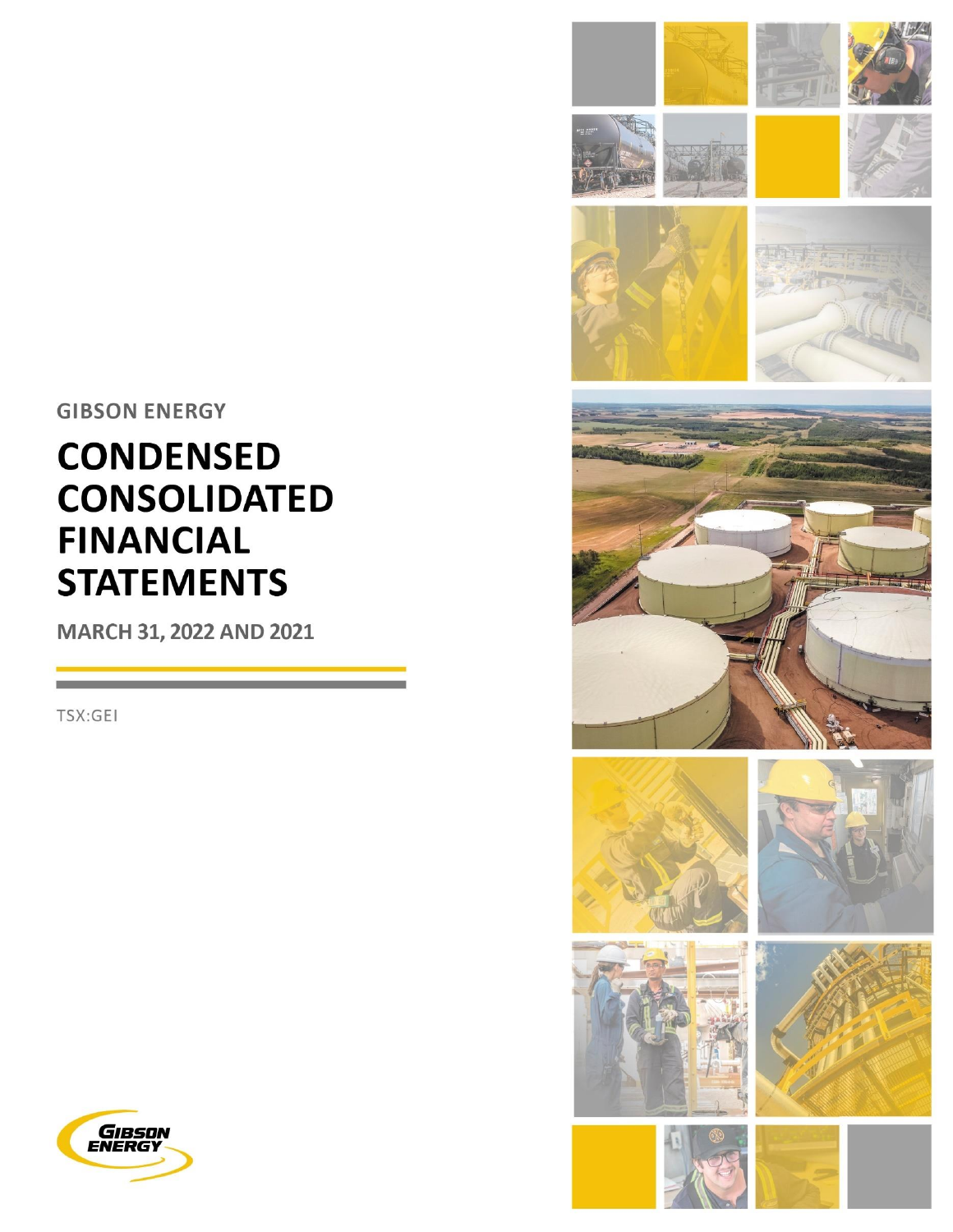GIBSON ENERGY

# CONDENSED CONSOLIDATED FINANCIAL STATEMENTS

MARCH 31, 2022 AND 2021

TSX:GEI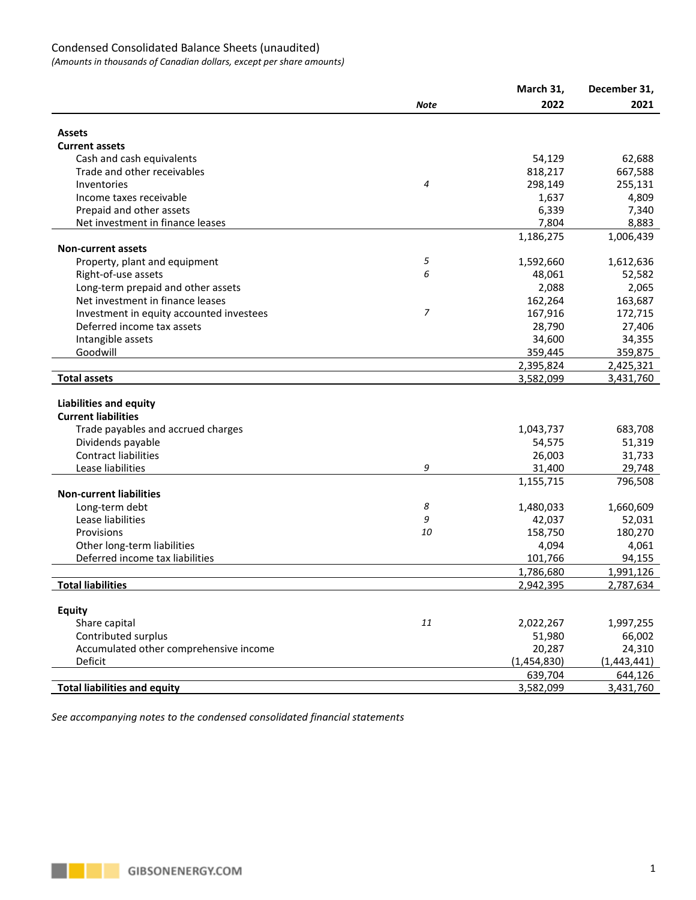# Condensed Consolidated Balance Sheets (unaudited)

*(Amounts in thousands of Canadian dollars, except per share amounts)*

| | *Note* | March 31, 2022 | December 31, 2021 |
|---|---|---|---|
| **Assets** | | | |
| **Current assets** | | | |
| Cash and cash equivalents | | 54,129 | 62,688 |
| Trade and other receivables | | 818,217 | 667,588 |
| Inventories | *4* | 298,149 | 255,131 |
| Income taxes receivable | | 1,637 | 4,809 |
| Prepaid and other assets | | 6,339 | 7,340 |
| Net investment in finance leases | | 7,804 | 8,883 |
| | | 1,186,275 | 1,006,439 |
| **Non-current assets** | | | |
| Property, plant and equipment | *5* | 1,592,660 | 1,612,636 |
| Right-of-use assets | *6* | 48,061 | 52,582 |
| Long-term prepaid and other assets | | 2,088 | 2,065 |
| Net investment in finance leases | | 162,264 | 163,687 |
| Investment in equity accounted investees | *7* | 167,916 | 172,715 |
| Deferred income tax assets | | 28,790 | 27,406 |
| Intangible assets | | 34,600 | 34,355 |
| Goodwill | | 359,445 | 359,875 |
| | | 2,395,824 | 2,425,321 |
| **Total assets** | | 3,582,099 | 3,431,760 |
| **Liabilities and equity** | | | |
| **Current liabilities** | | | |
| Trade payables and accrued charges | | 1,043,737 | 683,708 |
| Dividends payable | | 54,575 | 51,319 |
| Contract liabilities | | 26,003 | 31,733 |
| Lease liabilities | *9* | 31,400 | 29,748 |
| | | 1,155,715 | 796,508 |
| **Non-current liabilities** | | | |
| Long-term debt | *8* | 1,480,033 | 1,660,609 |
| Lease liabilities | *9* | 42,037 | 52,031 |
| Provisions | *10* | 158,750 | 180,270 |
| Other long-term liabilities | | 4,094 | 4,061 |
| Deferred income tax liabilities | | 101,766 | 94,155 |
| | | 1,786,680 | 1,991,126 |
| **Total liabilities** | | 2,942,395 | 2,787,634 |
| **Equity** | | | |
| Share capital | *11* | 2,022,267 | 1,997,255 |
| Contributed surplus | | 51,980 | 66,002 |
| Accumulated other comprehensive income | | 20,287 | 24,310 |
| Deficit | | (1,454,830) | (1,443,441) |
| | | 639,704 | 644,126 |
| **Total liabilities and equity** | | 3,582,099 | 3,431,760 |

*See accompanying notes to the condensed consolidated financial statements*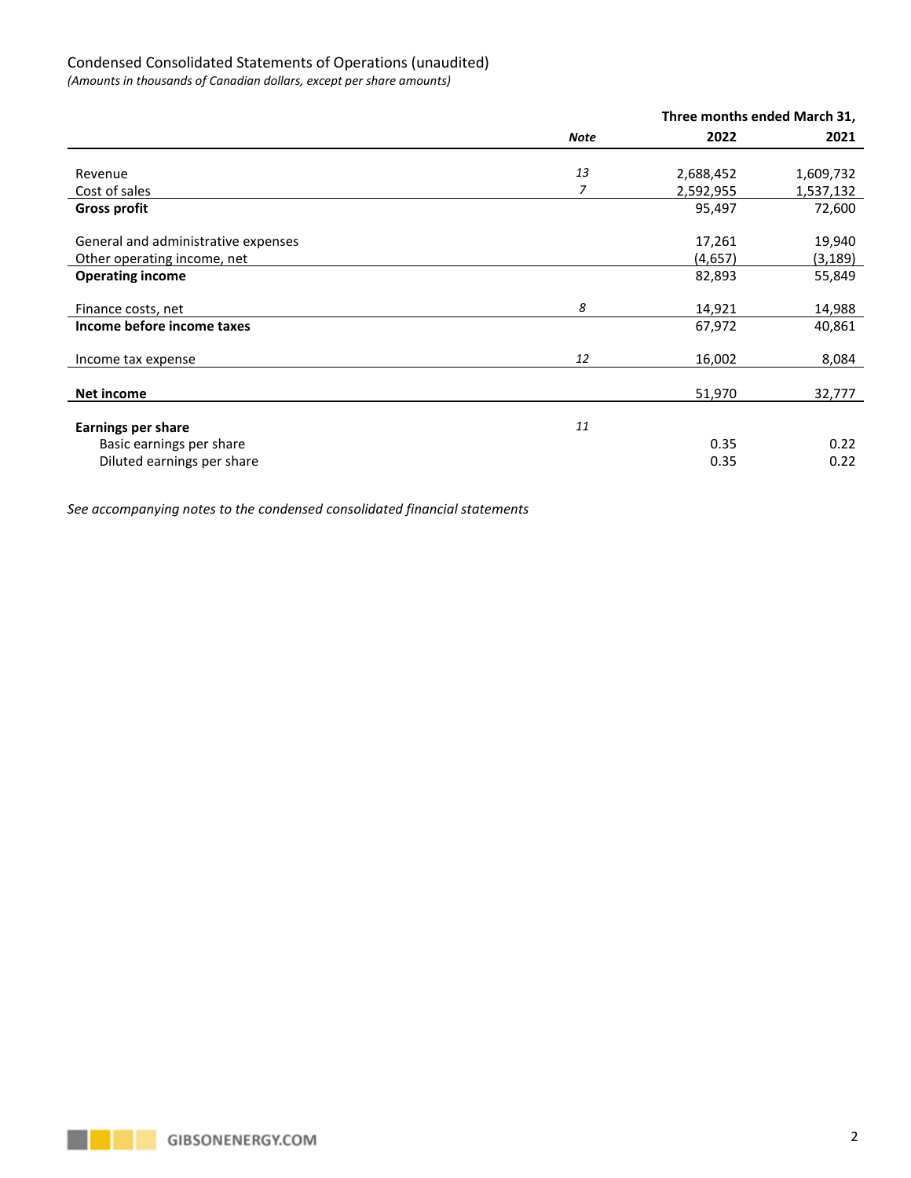## Condensed Consolidated Statements of Operations (unaudited)

*(Amounts in thousands of Canadian dollars, except per share amounts)*

| | Note | Three months ended March 31, 2022 | 2021 |
|---|---|---|---|
| Revenue | *13* | 2,688,452 | 1,609,732 |
| Cost of sales | *7* | 2,592,955 | 1,537,132 |
| **Gross profit** | | 95,497 | 72,600 |
| General and administrative expenses | | 17,261 | 19,940 |
| Other operating income, net | | (4,657) | (3,189) |
| **Operating income** | | 82,893 | 55,849 |
| Finance costs, net | *8* | 14,921 | 14,988 |
| **Income before income taxes** | | 67,972 | 40,861 |
| Income tax expense | *12* | 16,002 | 8,084 |
| **Net income** | | 51,970 | 32,777 |
| **Earnings per share** | *11* | | |
| Basic earnings per share | | 0.35 | 0.22 |
| Diluted earnings per share | | 0.35 | 0.22 |

*See accompanying notes to the condensed consolidated financial statements*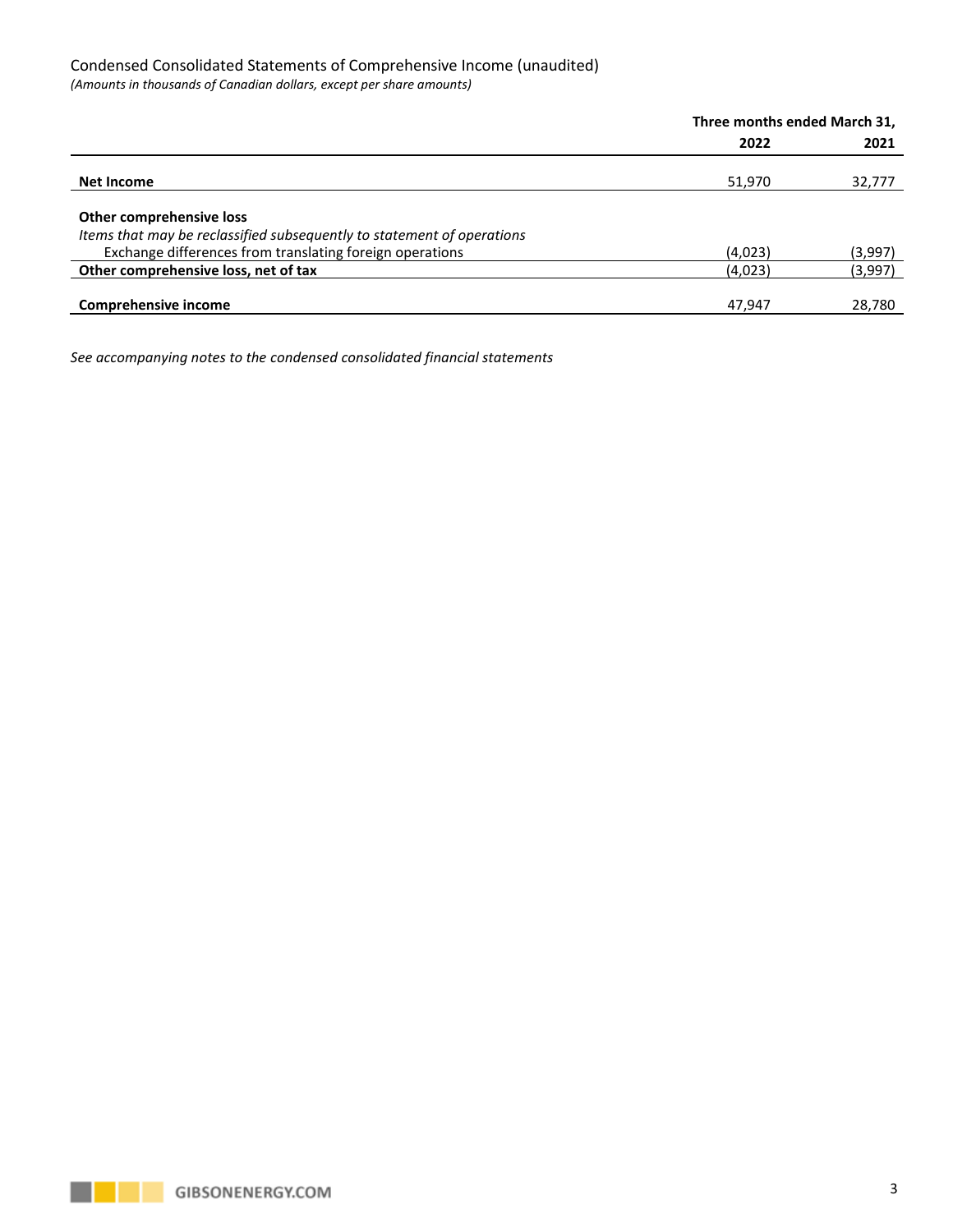Condensed Consolidated Statements of Comprehensive Income (unaudited)

*(Amounts in thousands of Canadian dollars, except per share amounts)*

| | Three months ended March 31, | |
|---|---|---|
| | **2022** | **2021** |
| **Net Income** | 51,970 | 32,777 |
| **Other comprehensive loss** | | |
| *Items that may be reclassified subsequently to statement of operations* | | |
| Exchange differences from translating foreign operations | (4,023) | (3,997) |
| **Other comprehensive loss, net of tax** | (4,023) | (3,997) |
| **Comprehensive income** | 47,947 | 28,780 |

*See accompanying notes to the condensed consolidated financial statements*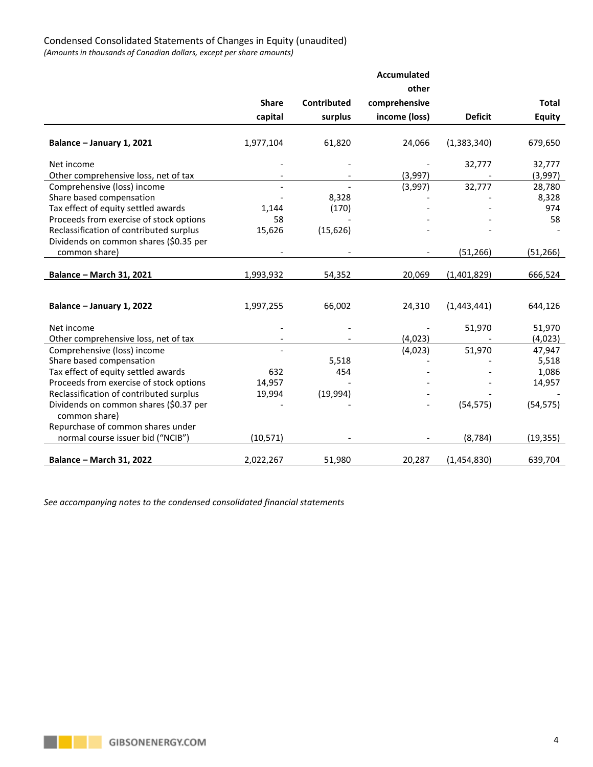Condensed Consolidated Statements of Changes in Equity (unaudited)

*(Amounts in thousands of Canadian dollars, except per share amounts)*

| | Share capital | Contributed surplus | Accumulated other comprehensive income (loss) | Deficit | Total Equity |
|---|---|---|---|---|---|
| **Balance – January 1, 2021** | 1,977,104 | 61,820 | 24,066 | (1,383,340) | 679,650 |
| Net income | - | - | - | 32,777 | 32,777 |
| Other comprehensive loss, net of tax | - | - | (3,997) | - | (3,997) |
| Comprehensive (loss) income | - | - | (3,997) | 32,777 | 28,780 |
| Share based compensation | - | 8,328 | - | - | 8,328 |
| Tax effect of equity settled awards | 1,144 | (170) | - | - | 974 |
| Proceeds from exercise of stock options | 58 | - | - | - | 58 |
| Reclassification of contributed surplus | 15,626 | (15,626) | - | - | - |
| Dividends on common shares ($0.35 per common share) | - | - | - | (51,266) | (51,266) |
| **Balance – March 31, 2021** | 1,993,932 | 54,352 | 20,069 | (1,401,829) | 666,524 |
| | | | | | |
| **Balance – January 1, 2022** | 1,997,255 | 66,002 | 24,310 | (1,443,441) | 644,126 |
| Net income | - | - | - | 51,970 | 51,970 |
| Other comprehensive loss, net of tax | - | - | (4,023) | - | (4,023) |
| Comprehensive (loss) income | - | | (4,023) | 51,970 | 47,947 |
| Share based compensation | | 5,518 | - | - | 5,518 |
| Tax effect of equity settled awards | 632 | 454 | - | - | 1,086 |
| Proceeds from exercise of stock options | 14,957 | - | - | - | 14,957 |
| Reclassification of contributed surplus | 19,994 | (19,994) | - | - | - |
| Dividends on common shares ($0.37 per common share) | - | - | - | (54,575) | (54,575) |
| Repurchase of common shares under normal course issuer bid ("NCIB") | (10,571) | - | - | (8,784) | (19,355) |
| **Balance – March 31, 2022** | 2,022,267 | 51,980 | 20,287 | (1,454,830) | 639,704 |

*See accompanying notes to the condensed consolidated financial statements*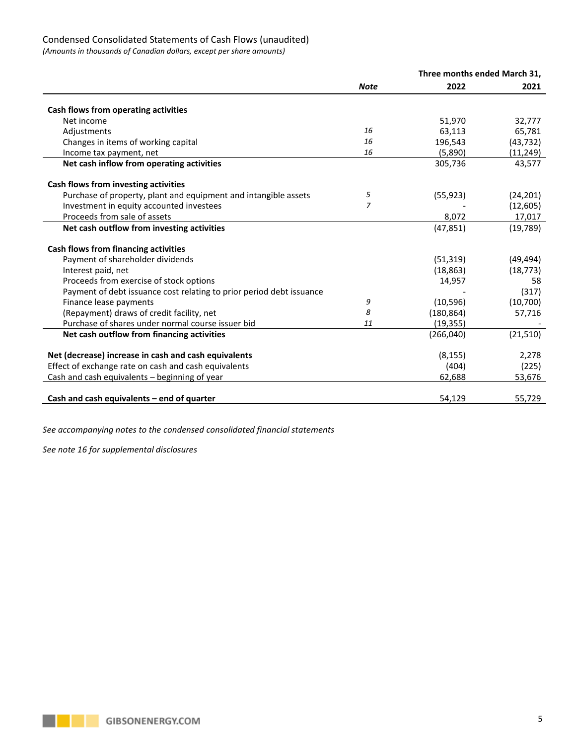Condensed Consolidated Statements of Cash Flows (unaudited)

*(Amounts in thousands of Canadian dollars, except per share amounts)*

| | Note | Three months ended March 31, 2022 | 2021 |
|---|---|---|---|
| **Cash flows from operating activities** | | | |
| Net income | | 51,970 | 32,777 |
| Adjustments | *16* | 63,113 | 65,781 |
| Changes in items of working capital | *16* | 196,543 | (43,732) |
| Income tax payment, net | *16* | (5,890) | (11,249) |
| **Net cash inflow from operating activities** | | 305,736 | 43,577 |
| **Cash flows from investing activities** | | | |
| Purchase of property, plant and equipment and intangible assets | *5* | (55,923) | (24,201) |
| Investment in equity accounted investees | *7* | - | (12,605) |
| Proceeds from sale of assets | | 8,072 | 17,017 |
| **Net cash outflow from investing activities** | | (47,851) | (19,789) |
| **Cash flows from financing activities** | | | |
| Payment of shareholder dividends | | (51,319) | (49,494) |
| Interest paid, net | | (18,863) | (18,773) |
| Proceeds from exercise of stock options | | 14,957 | 58 |
| Payment of debt issuance cost relating to prior period debt issuance | | - | (317) |
| Finance lease payments | *9* | (10,596) | (10,700) |
| (Repayment) draws of credit facility, net | *8* | (180,864) | 57,716 |
| Purchase of shares under normal course issuer bid | *11* | (19,355) | - |
| **Net cash outflow from financing activities** | | (266,040) | (21,510) |
| **Net (decrease) increase in cash and cash equivalents** | | (8,155) | 2,278 |
| Effect of exchange rate on cash and cash equivalents | | (404) | (225) |
| Cash and cash equivalents – beginning of year | | 62,688 | 53,676 |
| **Cash and cash equivalents – end of quarter** | | 54,129 | 55,729 |

*See accompanying notes to the condensed consolidated financial statements*

*See note 16 for supplemental disclosures*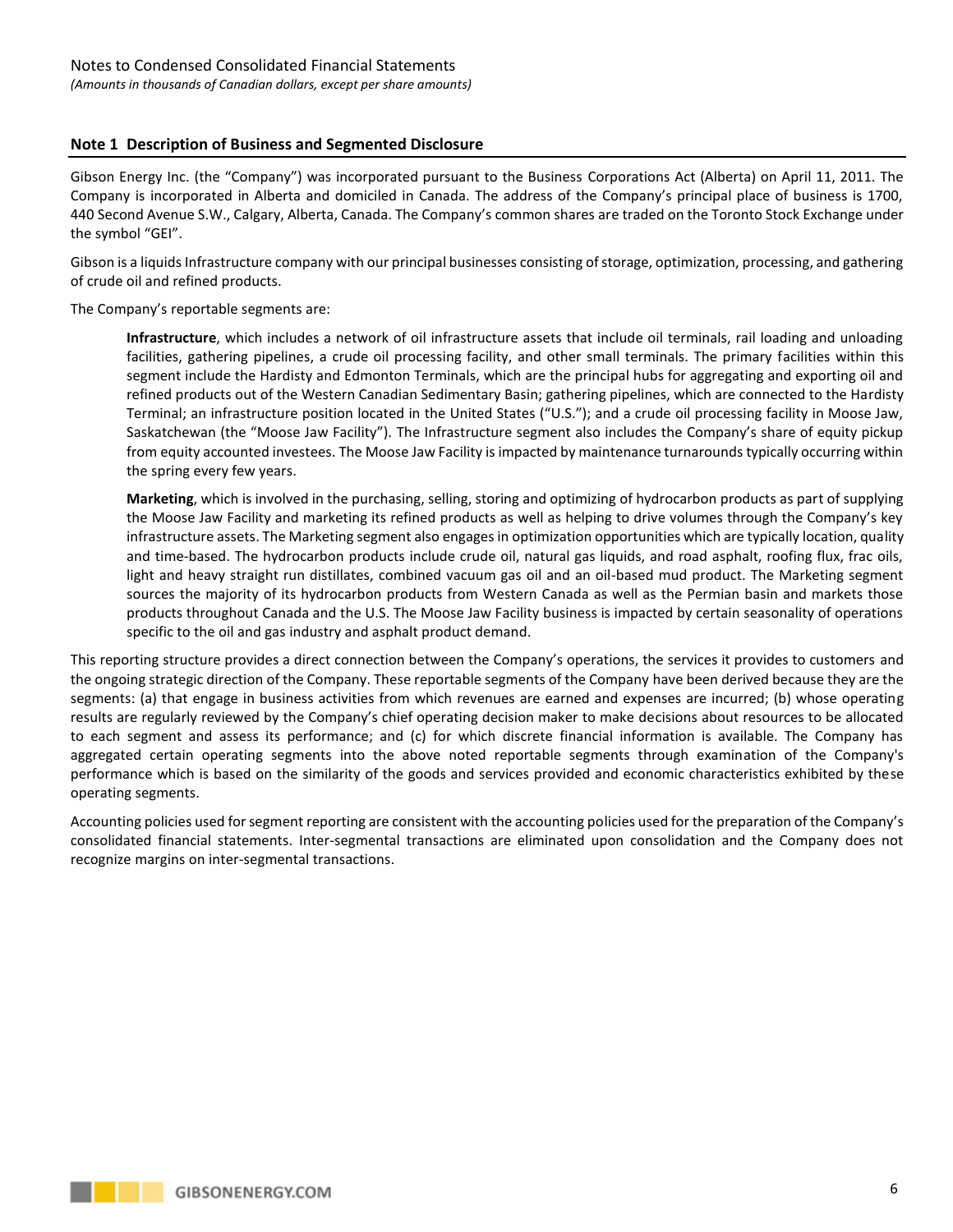## Note 1 Description of Business and Segmented Disclosure

Gibson Energy Inc. (the "Company") was incorporated pursuant to the Business Corporations Act (Alberta) on April 11, 2011. The Company is incorporated in Alberta and domiciled in Canada. The address of the Company's principal place of business is 1700, 440 Second Avenue S.W., Calgary, Alberta, Canada. The Company's common shares are traded on the Toronto Stock Exchange under the symbol "GEI".

Gibson is a liquids Infrastructure company with our principal businesses consisting of storage, optimization, processing, and gathering of crude oil and refined products.

The Company's reportable segments are:

**Infrastructure**, which includes a network of oil infrastructure assets that include oil terminals, rail loading and unloading facilities, gathering pipelines, a crude oil processing facility, and other small terminals. The primary facilities within this segment include the Hardisty and Edmonton Terminals, which are the principal hubs for aggregating and exporting oil and refined products out of the Western Canadian Sedimentary Basin; gathering pipelines, which are connected to the Hardisty Terminal; an infrastructure position located in the United States ("U.S."); and a crude oil processing facility in Moose Jaw, Saskatchewan (the "Moose Jaw Facility"). The Infrastructure segment also includes the Company's share of equity pickup from equity accounted investees. The Moose Jaw Facility is impacted by maintenance turnarounds typically occurring within the spring every few years.

**Marketing**, which is involved in the purchasing, selling, storing and optimizing of hydrocarbon products as part of supplying the Moose Jaw Facility and marketing its refined products as well as helping to drive volumes through the Company's key infrastructure assets. The Marketing segment also engages in optimization opportunities which are typically location, quality and time-based. The hydrocarbon products include crude oil, natural gas liquids, and road asphalt, roofing flux, frac oils, light and heavy straight run distillates, combined vacuum gas oil and an oil-based mud product. The Marketing segment sources the majority of its hydrocarbon products from Western Canada as well as the Permian basin and markets those products throughout Canada and the U.S. The Moose Jaw Facility business is impacted by certain seasonality of operations specific to the oil and gas industry and asphalt product demand.

This reporting structure provides a direct connection between the Company's operations, the services it provides to customers and the ongoing strategic direction of the Company. These reportable segments of the Company have been derived because they are the segments: (a) that engage in business activities from which revenues are earned and expenses are incurred; (b) whose operating results are regularly reviewed by the Company's chief operating decision maker to make decisions about resources to be allocated to each segment and assess its performance; and (c) for which discrete financial information is available. The Company has aggregated certain operating segments into the above noted reportable segments through examination of the Company's performance which is based on the similarity of the goods and services provided and economic characteristics exhibited by these operating segments.

Accounting policies used for segment reporting are consistent with the accounting policies used for the preparation of the Company's consolidated financial statements. Inter-segmental transactions are eliminated upon consolidation and the Company does not recognize margins on inter-segmental transactions.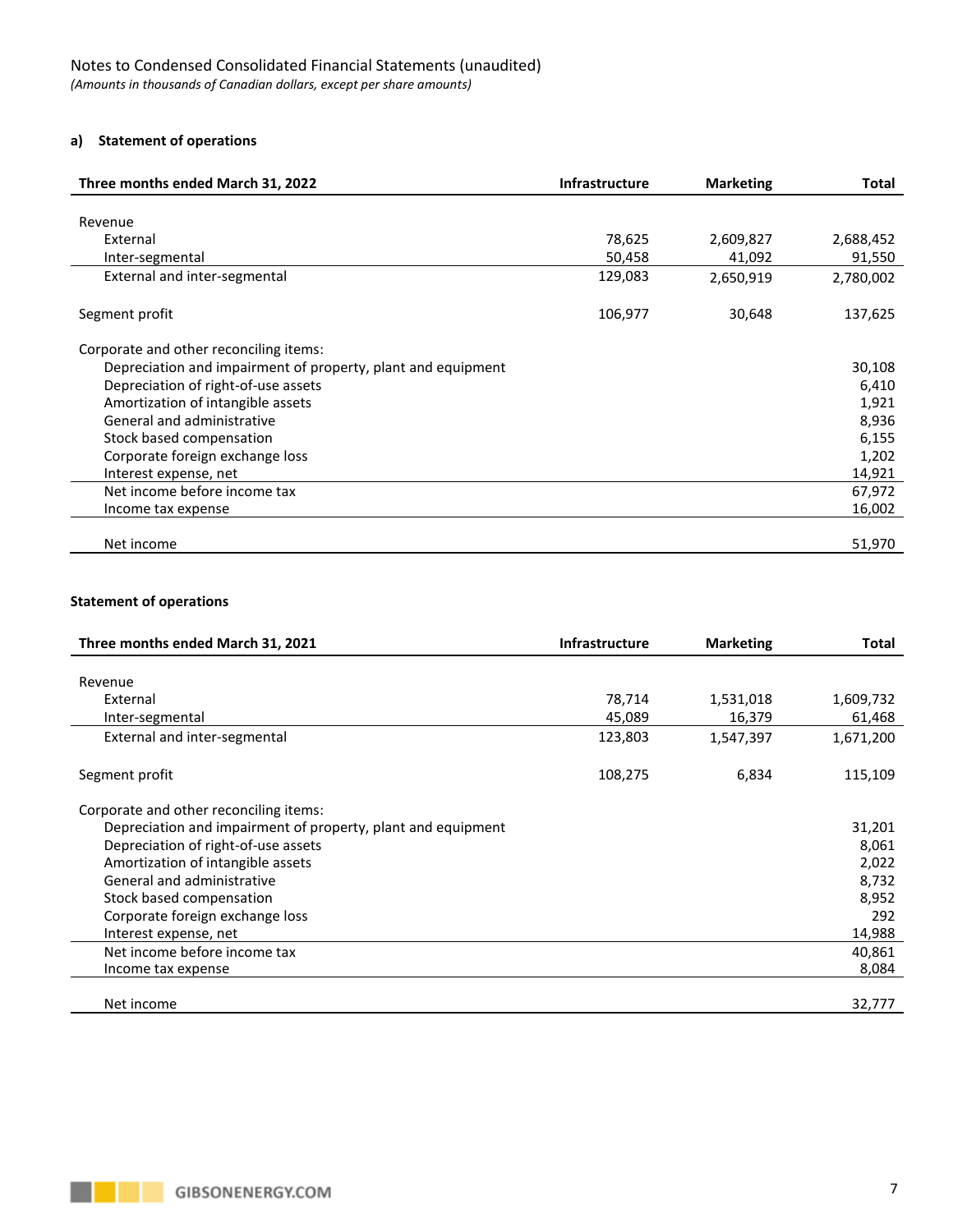Notes to Condensed Consolidated Financial Statements (unaudited)
*(Amounts in thousands of Canadian dollars, except per share amounts)*

**a) Statement of operations**

| Three months ended March 31, 2022 | Infrastructure | Marketing | Total |
|---|---|---|---|
| Revenue | | | |
| External | 78,625 | 2,609,827 | 2,688,452 |
| Inter-segmental | 50,458 | 41,092 | 91,550 |
| External and inter-segmental | 129,083 | 2,650,919 | 2,780,002 |
| Segment profit | 106,977 | 30,648 | 137,625 |
| Corporate and other reconciling items: | | | |
| Depreciation and impairment of property, plant and equipment | | | 30,108 |
| Depreciation of right-of-use assets | | | 6,410 |
| Amortization of intangible assets | | | 1,921 |
| General and administrative | | | 8,936 |
| Stock based compensation | | | 6,155 |
| Corporate foreign exchange loss | | | 1,202 |
| Interest expense, net | | | 14,921 |
| Net income before income tax | | | 67,972 |
| Income tax expense | | | 16,002 |
| Net income | | | 51,970 |

**Statement of operations**

| Three months ended March 31, 2021 | Infrastructure | Marketing | Total |
|---|---|---|---|
| Revenue | | | |
| External | 78,714 | 1,531,018 | 1,609,732 |
| Inter-segmental | 45,089 | 16,379 | 61,468 |
| External and inter-segmental | 123,803 | 1,547,397 | 1,671,200 |
| Segment profit | 108,275 | 6,834 | 115,109 |
| Corporate and other reconciling items: | | | |
| Depreciation and impairment of property, plant and equipment | | | 31,201 |
| Depreciation of right-of-use assets | | | 8,061 |
| Amortization of intangible assets | | | 2,022 |
| General and administrative | | | 8,732 |
| Stock based compensation | | | 8,952 |
| Corporate foreign exchange loss | | | 292 |
| Interest expense, net | | | 14,988 |
| Net income before income tax | | | 40,861 |
| Income tax expense | | | 8,084 |
| Net income | | | 32,777 |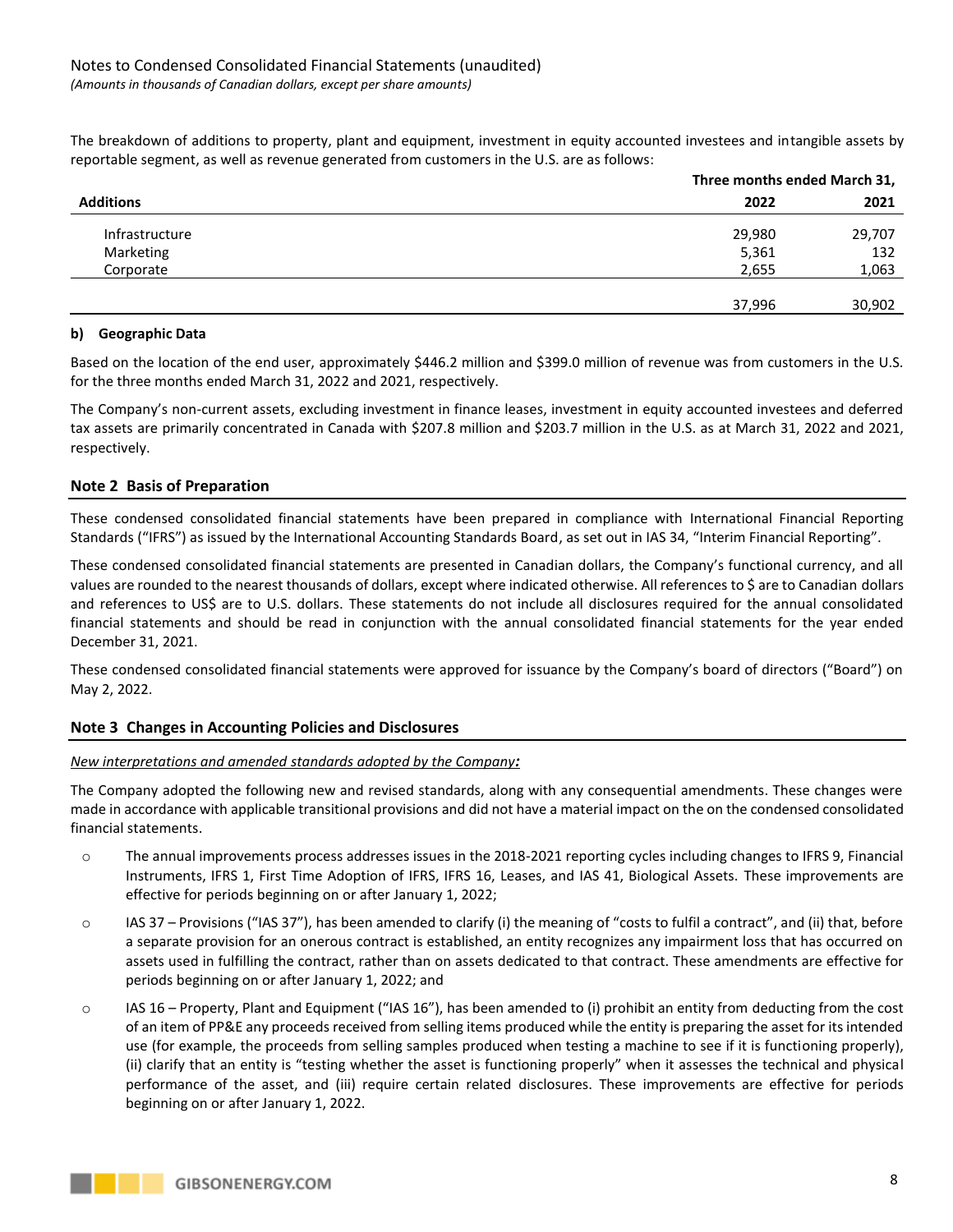The breakdown of additions to property, plant and equipment, investment in equity accounted investees and intangible assets by reportable segment, as well as revenue generated from customers in the U.S. are as follows:

| | Three months ended March 31, | |
|---|---|---|
| **Additions** | **2022** | **2021** |
| Infrastructure | 29,980 | 29,707 |
| Marketing | 5,361 | 132 |
| Corporate | 2,655 | 1,063 |
| | 37,996 | 30,902 |

**b) Geographic Data**

Based on the location of the end user, approximately $446.2 million and $399.0 million of revenue was from customers in the U.S. for the three months ended March 31, 2022 and 2021, respectively.

The Company's non-current assets, excluding investment in finance leases, investment in equity accounted investees and deferred tax assets are primarily concentrated in Canada with $207.8 million and $203.7 million in the U.S. as at March 31, 2022 and 2021, respectively.

## Note 2 Basis of Preparation

These condensed consolidated financial statements have been prepared in compliance with International Financial Reporting Standards ("IFRS") as issued by the International Accounting Standards Board, as set out in IAS 34, "Interim Financial Reporting".

These condensed consolidated financial statements are presented in Canadian dollars, the Company's functional currency, and all values are rounded to the nearest thousands of dollars, except where indicated otherwise. All references to $ are to Canadian dollars and references to US$ are to U.S. dollars. These statements do not include all disclosures required for the annual consolidated financial statements and should be read in conjunction with the annual consolidated financial statements for the year ended December 31, 2021.

These condensed consolidated financial statements were approved for issuance by the Company's board of directors ("Board") on May 2, 2022.

## Note 3 Changes in Accounting Policies and Disclosures

*New interpretations and amended standards adopted by the Company:*

The Company adopted the following new and revised standards, along with any consequential amendments. These changes were made in accordance with applicable transitional provisions and did not have a material impact on the on the condensed consolidated financial statements.

- The annual improvements process addresses issues in the 2018-2021 reporting cycles including changes to IFRS 9, Financial Instruments, IFRS 1, First Time Adoption of IFRS, IFRS 16, Leases, and IAS 41, Biological Assets. These improvements are effective for periods beginning on or after January 1, 2022;
- IAS 37 – Provisions ("IAS 37"), has been amended to clarify (i) the meaning of "costs to fulfil a contract", and (ii) that, before a separate provision for an onerous contract is established, an entity recognizes any impairment loss that has occurred on assets used in fulfilling the contract, rather than on assets dedicated to that contract. These amendments are effective for periods beginning on or after January 1, 2022; and
- IAS 16 – Property, Plant and Equipment ("IAS 16"), has been amended to (i) prohibit an entity from deducting from the cost of an item of PP&E any proceeds received from selling items produced while the entity is preparing the asset for its intended use (for example, the proceeds from selling samples produced when testing a machine to see if it is functioning properly), (ii) clarify that an entity is "testing whether the asset is functioning properly" when it assesses the technical and physical performance of the asset, and (iii) require certain related disclosures. These improvements are effective for periods beginning on or after January 1, 2022.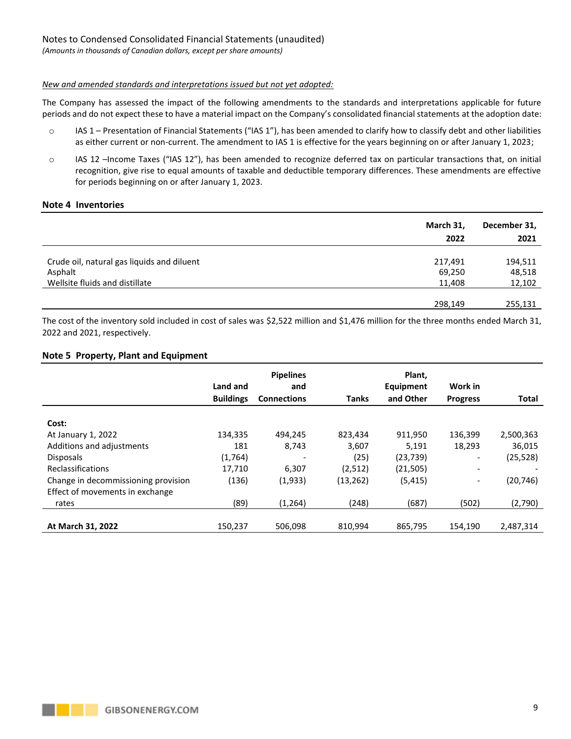*New and amended standards and interpretations issued but not yet adopted:*

The Company has assessed the impact of the following amendments to the standards and interpretations applicable for future periods and do not expect these to have a material impact on the Company's consolidated financial statements at the adoption date:

- IAS 1 – Presentation of Financial Statements ("IAS 1"), has been amended to clarify how to classify debt and other liabilities as either current or non-current. The amendment to IAS 1 is effective for the years beginning on or after January 1, 2023;
- IAS 12 –Income Taxes ("IAS 12"), has been amended to recognize deferred tax on particular transactions that, on initial recognition, give rise to equal amounts of taxable and deductible temporary differences. These amendments are effective for periods beginning on or after January 1, 2023.

## Note 4 Inventories

| | March 31, 2022 | December 31, 2021 |
|---|---|---|
| Crude oil, natural gas liquids and diluent | 217,491 | 194,511 |
| Asphalt | 69,250 | 48,518 |
| Wellsite fluids and distillate | 11,408 | 12,102 |
| | 298,149 | 255,131 |

The cost of the inventory sold included in cost of sales was $2,522 million and $1,476 million for the three months ended March 31, 2022 and 2021, respectively.

## Note 5 Property, Plant and Equipment

| | Land and Buildings | Pipelines and Connections | Tanks | Plant, Equipment and Other | Work in Progress | Total |
|---|---|---|---|---|---|---|
| **Cost:** | | | | | | |
| At January 1, 2022 | 134,335 | 494,245 | 823,434 | 911,950 | 136,399 | 2,500,363 |
| Additions and adjustments | 181 | 8,743 | 3,607 | 5,191 | 18,293 | 36,015 |
| Disposals | (1,764) | - | (25) | (23,739) | - | (25,528) |
| Reclassifications | 17,710 | 6,307 | (2,512) | (21,505) | - | - |
| Change in decommissioning provision | (136) | (1,933) | (13,262) | (5,415) | - | (20,746) |
| Effect of movements in exchange rates | (89) | (1,264) | (248) | (687) | (502) | (2,790) |
| **At March 31, 2022** | 150,237 | 506,098 | 810,994 | 865,795 | 154,190 | 2,487,314 |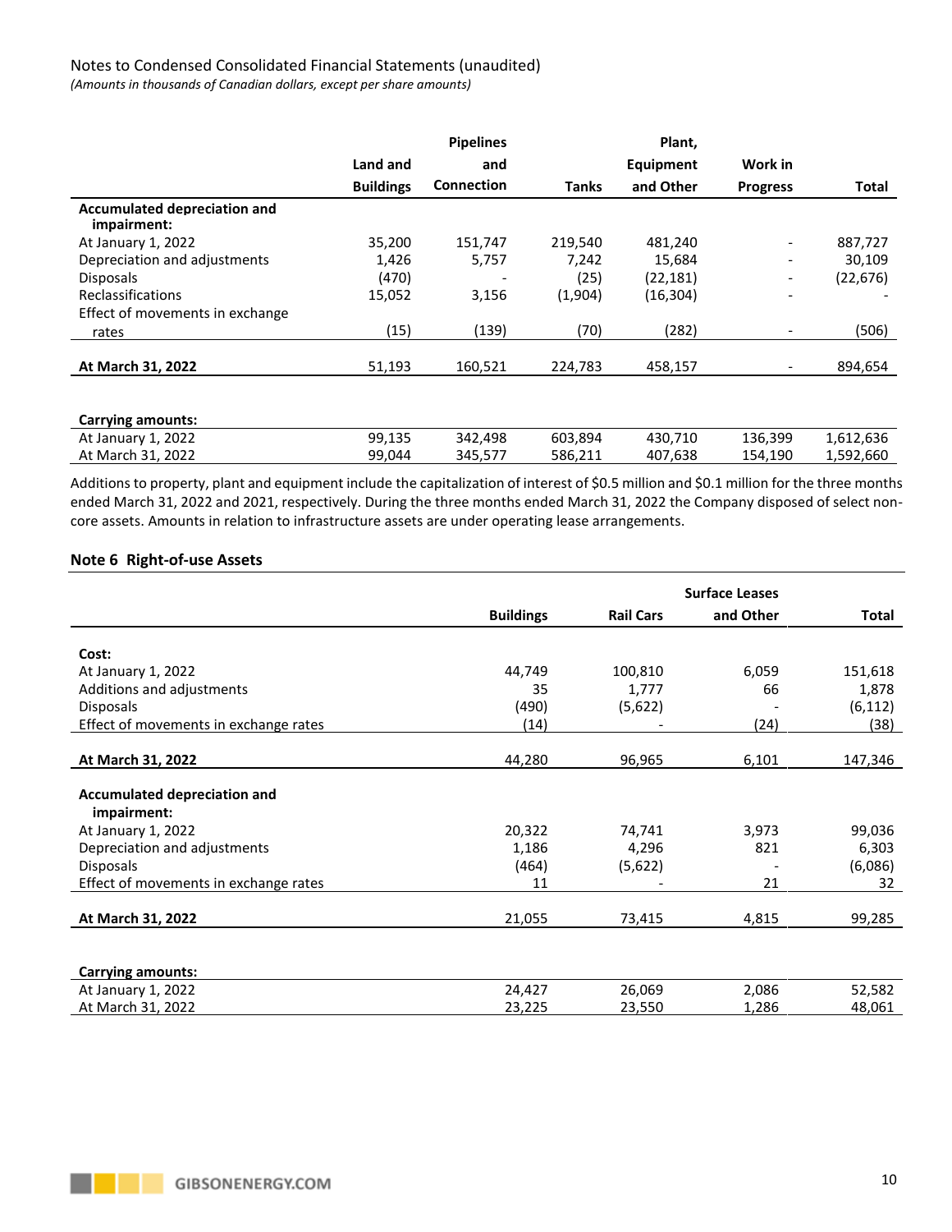Notes to Condensed Consolidated Financial Statements (unaudited)
*(Amounts in thousands of Canadian dollars, except per share amounts)*

| | Land and Buildings | Pipelines and Connection | Tanks | Plant, Equipment and Other | Work in Progress | Total |
|---|---|---|---|---|---|---|
| **Accumulated depreciation and impairment:** | | | | | | |
| At January 1, 2022 | 35,200 | 151,747 | 219,540 | 481,240 | - | 887,727 |
| Depreciation and adjustments | 1,426 | 5,757 | 7,242 | 15,684 | - | 30,109 |
| Disposals | (470) | - | (25) | (22,181) | - | (22,676) |
| Reclassifications | 15,052 | 3,156 | (1,904) | (16,304) | - | - |
| Effect of movements in exchange rates | (15) | (139) | (70) | (282) | - | (506) |
| **At March 31, 2022** | 51,193 | 160,521 | 224,783 | 458,157 | - | 894,654 |
| | | | | | | |
| **Carrying amounts:** | | | | | | |
| At January 1, 2022 | 99,135 | 342,498 | 603,894 | 430,710 | 136,399 | 1,612,636 |
| At March 31, 2022 | 99,044 | 345,577 | 586,211 | 407,638 | 154,190 | 1,592,660 |

Additions to property, plant and equipment include the capitalization of interest of $0.5 million and $0.1 million for the three months ended March 31, 2022 and 2021, respectively. During the three months ended March 31, 2022 the Company disposed of select non-core assets. Amounts in relation to infrastructure assets are under operating lease arrangements.

## Note 6 Right-of-use Assets

| | Buildings | Rail Cars | Surface Leases and Other | Total |
|---|---|---|---|---|
| **Cost:** | | | | |
| At January 1, 2022 | 44,749 | 100,810 | 6,059 | 151,618 |
| Additions and adjustments | 35 | 1,777 | 66 | 1,878 |
| Disposals | (490) | (5,622) | - | (6,112) |
| Effect of movements in exchange rates | (14) | - | (24) | (38) |
| **At March 31, 2022** | 44,280 | 96,965 | 6,101 | 147,346 |
| | | | | |
| **Accumulated depreciation and impairment:** | | | | |
| At January 1, 2022 | 20,322 | 74,741 | 3,973 | 99,036 |
| Depreciation and adjustments | 1,186 | 4,296 | 821 | 6,303 |
| Disposals | (464) | (5,622) | - | (6,086) |
| Effect of movements in exchange rates | 11 | - | 21 | 32 |
| **At March 31, 2022** | 21,055 | 73,415 | 4,815 | 99,285 |
| | | | | |
| **Carrying amounts:** | | | | |
| At January 1, 2022 | 24,427 | 26,069 | 2,086 | 52,582 |
| At March 31, 2022 | 23,225 | 23,550 | 1,286 | 48,061 |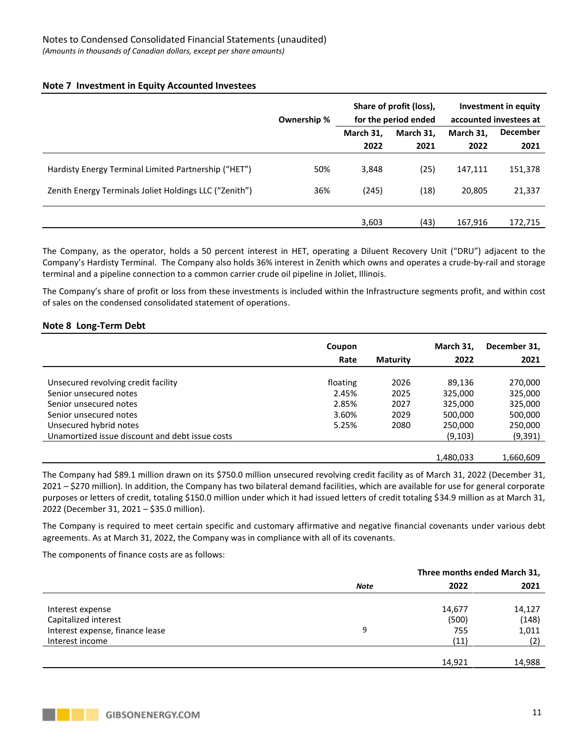Notes to Condensed Consolidated Financial Statements (unaudited)

*(Amounts in thousands of Canadian dollars, except per share amounts)*

## Note 7 Investment in Equity Accounted Investees

| | Ownership % | Share of profit (loss), for the period ended | | Investment in equity accounted investees at | |
|---|---|---|---|---|---|
| | | March 31, 2022 | March 31, 2021 | March 31, 2022 | December 2021 |
| Hardisty Energy Terminal Limited Partnership ("HET") | 50% | 3,848 | (25) | 147,111 | 151,378 |
| Zenith Energy Terminals Joliet Holdings LLC ("Zenith") | 36% | (245) | (18) | 20,805 | 21,337 |
| | | 3,603 | (43) | 167,916 | 172,715 |

The Company, as the operator, holds a 50 percent interest in HET, operating a Diluent Recovery Unit ("DRU") adjacent to the Company's Hardisty Terminal. The Company also holds 36% interest in Zenith which owns and operates a crude-by-rail and storage terminal and a pipeline connection to a common carrier crude oil pipeline in Joliet, Illinois.

The Company's share of profit or loss from these investments is included within the Infrastructure segments profit, and within cost of sales on the condensed consolidated statement of operations.

## Note 8 Long-Term Debt

| | Coupon Rate | Maturity | March 31, 2022 | December 31, 2021 |
|---|---|---|---|---|
| Unsecured revolving credit facility | floating | 2026 | 89,136 | 270,000 |
| Senior unsecured notes | 2.45% | 2025 | 325,000 | 325,000 |
| Senior unsecured notes | 2.85% | 2027 | 325,000 | 325,000 |
| Senior unsecured notes | 3.60% | 2029 | 500,000 | 500,000 |
| Unsecured hybrid notes | 5.25% | 2080 | 250,000 | 250,000 |
| Unamortized issue discount and debt issue costs | | | (9,103) | (9,391) |
| | | | 1,480,033 | 1,660,609 |

The Company had $89.1 million drawn on its $750.0 million unsecured revolving credit facility as of March 31, 2022 (December 31, 2021 – $270 million). In addition, the Company has two bilateral demand facilities, which are available for use for general corporate purposes or letters of credit, totaling $150.0 million under which it had issued letters of credit totaling $34.9 million as at March 31, 2022 (December 31, 2021 – $35.0 million).

The Company is required to meet certain specific and customary affirmative and negative financial covenants under various debt agreements. As at March 31, 2022, the Company was in compliance with all of its covenants.

The components of finance costs are as follows:

| | *Note* | Three months ended March 31, 2022 | 2021 |
|---|---|---|---|
| Interest expense | | 14,677 | 14,127 |
| Capitalized interest | | (500) | (148) |
| Interest expense, finance lease | 9 | 755 | 1,011 |
| Interest income | | (11) | (2) |
| | | 14,921 | 14,988 |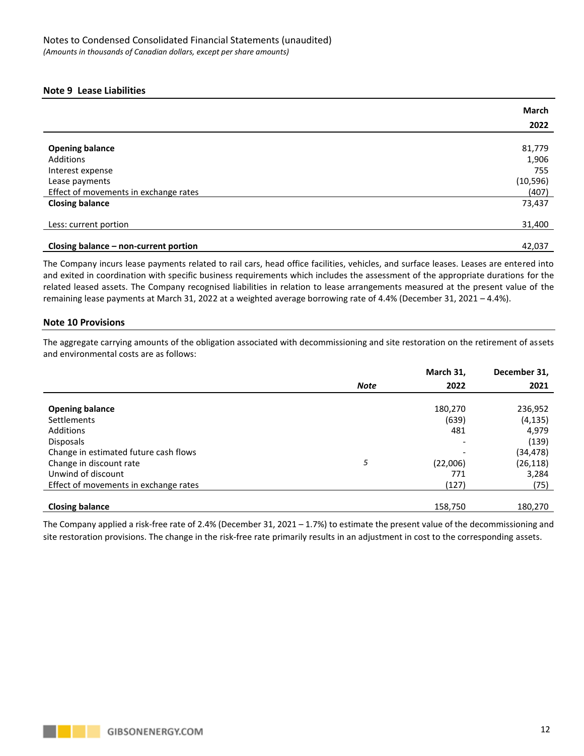Notes to Condensed Consolidated Financial Statements (unaudited)
*(Amounts in thousands of Canadian dollars, except per share amounts)*

### Note 9 Lease Liabilities

| | March 2022 |
|---|---|
| **Opening balance** | 81,779 |
| Additions | 1,906 |
| Interest expense | 755 |
| Lease payments | (10,596) |
| Effect of movements in exchange rates | (407) |
| **Closing balance** | 73,437 |
| Less: current portion | 31,400 |
| **Closing balance – non-current portion** | 42,037 |

The Company incurs lease payments related to rail cars, head office facilities, vehicles, and surface leases. Leases are entered into and exited in coordination with specific business requirements which includes the assessment of the appropriate durations for the related leased assets. The Company recognised liabilities in relation to lease arrangements measured at the present value of the remaining lease payments at March 31, 2022 at a weighted average borrowing rate of 4.4% (December 31, 2021 – 4.4%).

### Note 10 Provisions

The aggregate carrying amounts of the obligation associated with decommissioning and site restoration on the retirement of assets and environmental costs are as follows:

| | *Note* | March 31, 2022 | December 31, 2021 |
|---|---|---|---|
| **Opening balance** | | 180,270 | 236,952 |
| Settlements | | (639) | (4,135) |
| Additions | | 481 | 4,979 |
| Disposals | | - | (139) |
| Change in estimated future cash flows | | - | (34,478) |
| Change in discount rate | *5* | (22,006) | (26,118) |
| Unwind of discount | | 771 | 3,284 |
| Effect of movements in exchange rates | | (127) | (75) |
| **Closing balance** | | 158,750 | 180,270 |

The Company applied a risk-free rate of 2.4% (December 31, 2021 – 1.7%) to estimate the present value of the decommissioning and site restoration provisions. The change in the risk-free rate primarily results in an adjustment in cost to the corresponding assets.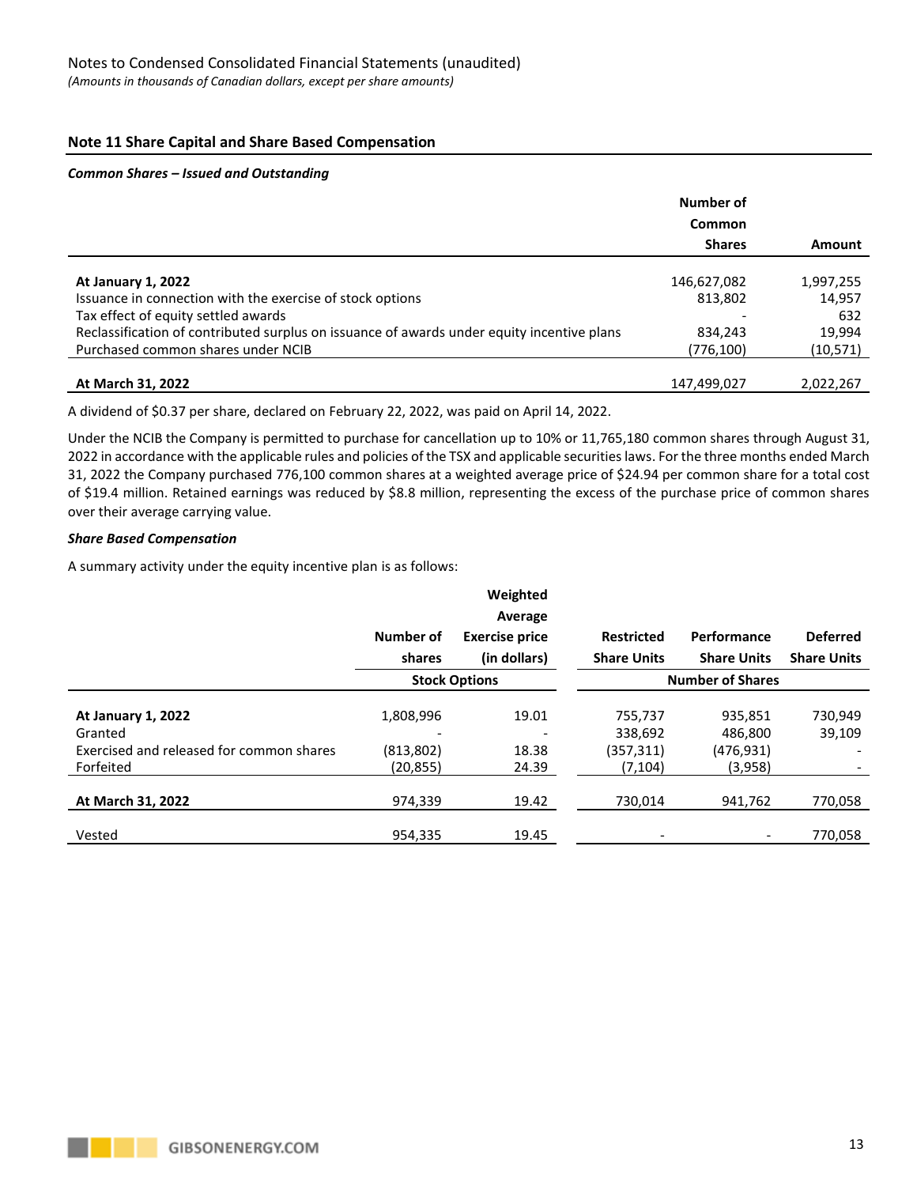Notes to Condensed Consolidated Financial Statements (unaudited)

*(Amounts in thousands of Canadian dollars, except per share amounts)*

## Note 11 Share Capital and Share Based Compensation

***Common Shares – Issued and Outstanding***

| | Number of Common Shares | Amount |
|---|---|---|
| **At January 1, 2022** | 146,627,082 | 1,997,255 |
| Issuance in connection with the exercise of stock options | 813,802 | 14,957 |
| Tax effect of equity settled awards | - | 632 |
| Reclassification of contributed surplus on issuance of awards under equity incentive plans | 834,243 | 19,994 |
| Purchased common shares under NCIB | (776,100) | (10,571) |
| **At March 31, 2022** | 147,499,027 | 2,022,267 |

A dividend of $0.37 per share, declared on February 22, 2022, was paid on April 14, 2022.

Under the NCIB the Company is permitted to purchase for cancellation up to 10% or 11,765,180 common shares through August 31, 2022 in accordance with the applicable rules and policies of the TSX and applicable securities laws. For the three months ended March 31, 2022 the Company purchased 776,100 common shares at a weighted average price of $24.94 per common share for a total cost of $19.4 million. Retained earnings was reduced by $8.8 million, representing the excess of the purchase price of common shares over their average carrying value.

***Share Based Compensation***

A summary activity under the equity incentive plan is as follows:

| | Stock Options | | Number of Shares | | |
|---|---|---|---|---|---|
| | Number of shares | Weighted Average Exercise price (in dollars) | Restricted Share Units | Performance Share Units | Deferred Share Units |
| **At January 1, 2022** | 1,808,996 | 19.01 | 755,737 | 935,851 | 730,949 |
| Granted | - | - | 338,692 | 486,800 | 39,109 |
| Exercised and released for common shares | (813,802) | 18.38 | (357,311) | (476,931) | - |
| Forfeited | (20,855) | 24.39 | (7,104) | (3,958) | - |
| **At March 31, 2022** | 974,339 | 19.42 | 730,014 | 941,762 | 770,058 |
| Vested | 954,335 | 19.45 | - | - | 770,058 |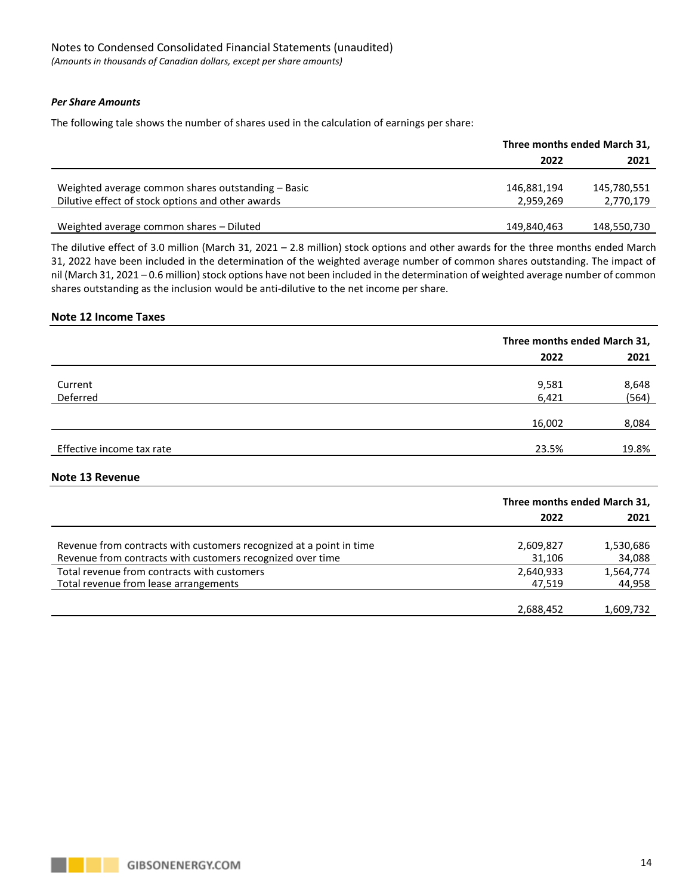Notes to Condensed Consolidated Financial Statements (unaudited)

*(Amounts in thousands of Canadian dollars, except per share amounts)*

***Per Share Amounts***

The following tale shows the number of shares used in the calculation of earnings per share:

| | Three months ended March 31, | |
|---|---|---|
| | 2022 | 2021 |
| Weighted average common shares outstanding – Basic | 146,881,194 | 145,780,551 |
| Dilutive effect of stock options and other awards | 2,959,269 | 2,770,179 |
| Weighted average common shares – Diluted | 149,840,463 | 148,550,730 |

The dilutive effect of 3.0 million (March 31, 2021 – 2.8 million) stock options and other awards for the three months ended March 31, 2022 have been included in the determination of the weighted average number of common shares outstanding. The impact of nil (March 31, 2021 – 0.6 million) stock options have not been included in the determination of weighted average number of common shares outstanding as the inclusion would be anti-dilutive to the net income per share.

## Note 12 Income Taxes

| | Three months ended March 31, | |
|---|---|---|
| | 2022 | 2021 |
| Current | 9,581 | 8,648 |
| Deferred | 6,421 | (564) |
| | 16,002 | 8,084 |
| Effective income tax rate | 23.5% | 19.8% |

## Note 13 Revenue

| | Three months ended March 31, | |
|---|---|---|
| | 2022 | 2021 |
| Revenue from contracts with customers recognized at a point in time | 2,609,827 | 1,530,686 |
| Revenue from contracts with customers recognized over time | 31,106 | 34,088 |
| Total revenue from contracts with customers | 2,640,933 | 1,564,774 |
| Total revenue from lease arrangements | 47,519 | 44,958 |
| | 2,688,452 | 1,609,732 |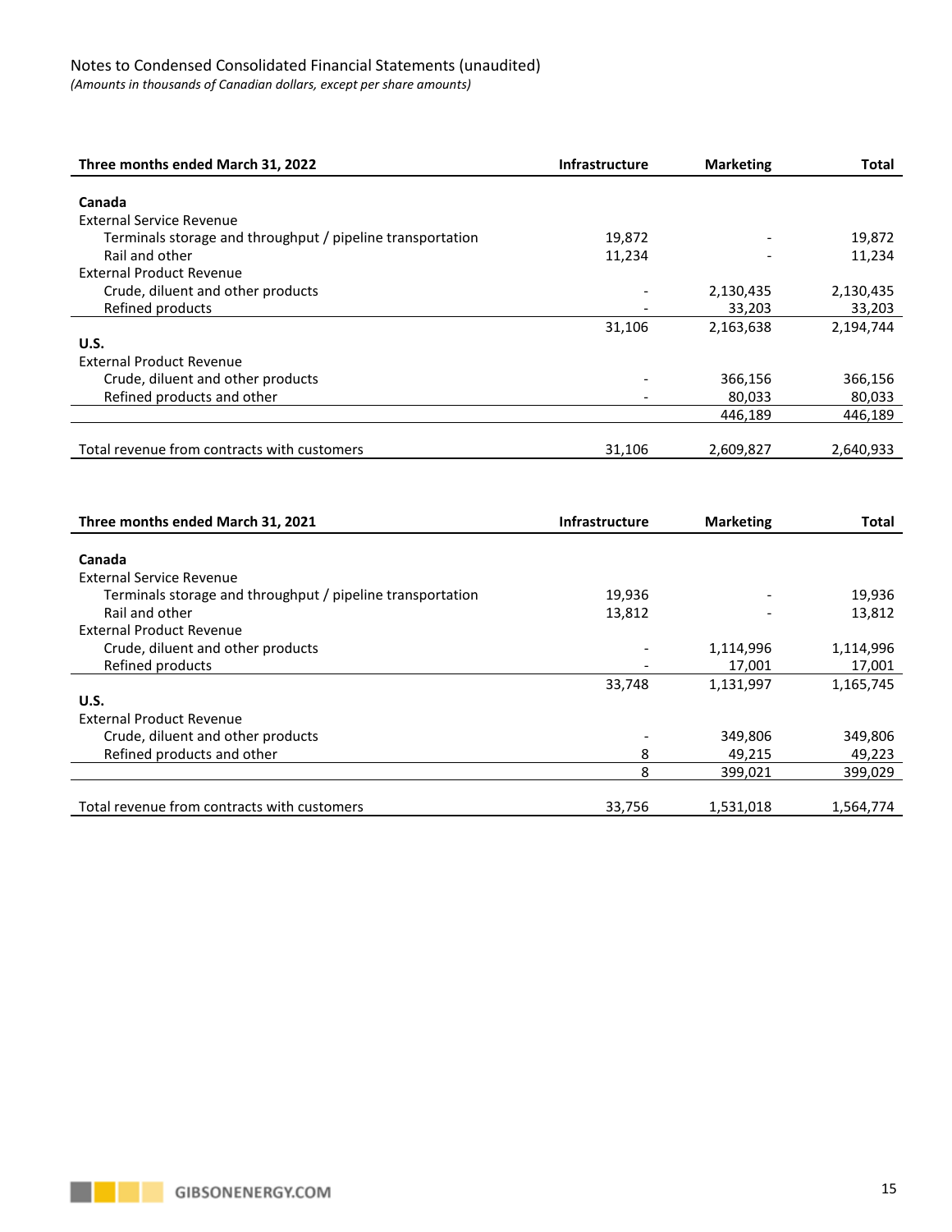Notes to Condensed Consolidated Financial Statements (unaudited)
*(Amounts in thousands of Canadian dollars, except per share amounts)*

| Three months ended March 31, 2022 | Infrastructure | Marketing | Total |
|---|---|---|---|
| **Canada** | | | |
| External Service Revenue | | | |
| Terminals storage and throughput / pipeline transportation | 19,872 | - | 19,872 |
| Rail and other | 11,234 | - | 11,234 |
| External Product Revenue | | | |
| Crude, diluent and other products | - | 2,130,435 | 2,130,435 |
| Refined products | - | 33,203 | 33,203 |
| | 31,106 | 2,163,638 | 2,194,744 |
| **U.S.** | | | |
| External Product Revenue | | | |
| Crude, diluent and other products | - | 366,156 | 366,156 |
| Refined products and other | - | 80,033 | 80,033 |
| | | 446,189 | 446,189 |
| Total revenue from contracts with customers | 31,106 | 2,609,827 | 2,640,933 |

| Three months ended March 31, 2021 | Infrastructure | Marketing | Total |
|---|---|---|---|
| **Canada** | | | |
| External Service Revenue | | | |
| Terminals storage and throughput / pipeline transportation | 19,936 | - | 19,936 |
| Rail and other | 13,812 | - | 13,812 |
| External Product Revenue | | | |
| Crude, diluent and other products | - | 1,114,996 | 1,114,996 |
| Refined products | - | 17,001 | 17,001 |
| | 33,748 | 1,131,997 | 1,165,745 |
| **U.S.** | | | |
| External Product Revenue | | | |
| Crude, diluent and other products | - | 349,806 | 349,806 |
| Refined products and other | 8 | 49,215 | 49,223 |
| | 8 | 399,021 | 399,029 |
| Total revenue from contracts with customers | 33,756 | 1,531,018 | 1,564,774 |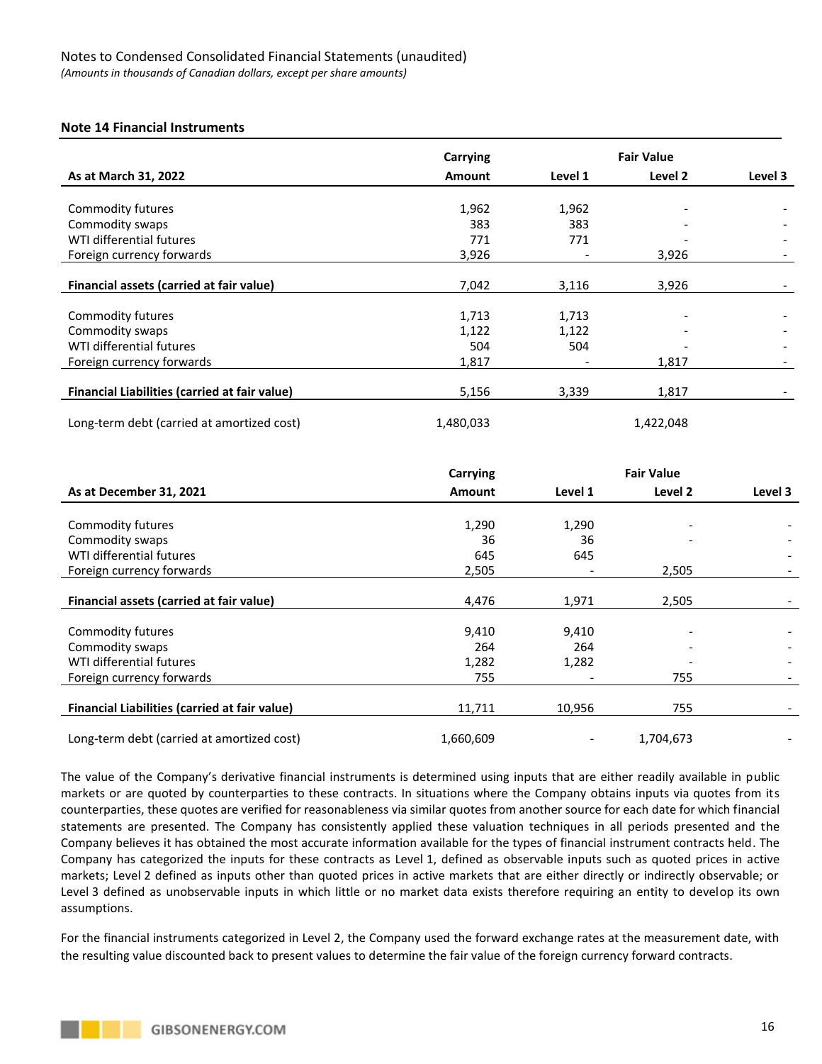Notes to Condensed Consolidated Financial Statements (unaudited)

*(Amounts in thousands of Canadian dollars, except per share amounts)*

### Note 14 Financial Instruments

| | Carrying | Fair Value | | |
|---|---|---|---|---|
| **As at March 31, 2022** | **Amount** | **Level 1** | **Level 2** | **Level 3** |
| Commodity futures | 1,962 | 1,962 | - | - |
| Commodity swaps | 383 | 383 | - | - |
| WTI differential futures | 771 | 771 | - | - |
| Foreign currency forwards | 3,926 | - | 3,926 | - |
| **Financial assets (carried at fair value)** | 7,042 | 3,116 | 3,926 | - |
| Commodity futures | 1,713 | 1,713 | - | - |
| Commodity swaps | 1,122 | 1,122 | - | - |
| WTI differential futures | 504 | 504 | - | - |
| Foreign currency forwards | 1,817 | - | 1,817 | - |
| **Financial Liabilities (carried at fair value)** | 5,156 | 3,339 | 1,817 | - |
| Long-term debt (carried at amortized cost) | 1,480,033 | | 1,422,048 | |

| | Carrying | Fair Value | | |
|---|---|---|---|---|
| **As at December 31, 2021** | **Amount** | **Level 1** | **Level 2** | **Level 3** |
| Commodity futures | 1,290 | 1,290 | - | - |
| Commodity swaps | 36 | 36 | - | - |
| WTI differential futures | 645 | 645 | | - |
| Foreign currency forwards | 2,505 | - | 2,505 | - |
| **Financial assets (carried at fair value)** | 4,476 | 1,971 | 2,505 | - |
| Commodity futures | 9,410 | 9,410 | - | - |
| Commodity swaps | 264 | 264 | - | - |
| WTI differential futures | 1,282 | 1,282 | - | - |
| Foreign currency forwards | 755 | - | 755 | - |
| **Financial Liabilities (carried at fair value)** | 11,711 | 10,956 | 755 | - |
| Long-term debt (carried at amortized cost) | 1,660,609 | - | 1,704,673 | - |

The value of the Company's derivative financial instruments is determined using inputs that are either readily available in public markets or are quoted by counterparties to these contracts. In situations where the Company obtains inputs via quotes from its counterparties, these quotes are verified for reasonableness via similar quotes from another source for each date for which financial statements are presented. The Company has consistently applied these valuation techniques in all periods presented and the Company believes it has obtained the most accurate information available for the types of financial instrument contracts held. The Company has categorized the inputs for these contracts as Level 1, defined as observable inputs such as quoted prices in active markets; Level 2 defined as inputs other than quoted prices in active markets that are either directly or indirectly observable; or Level 3 defined as unobservable inputs in which little or no market data exists therefore requiring an entity to develop its own assumptions.

For the financial instruments categorized in Level 2, the Company used the forward exchange rates at the measurement date, with the resulting value discounted back to present values to determine the fair value of the foreign currency forward contracts.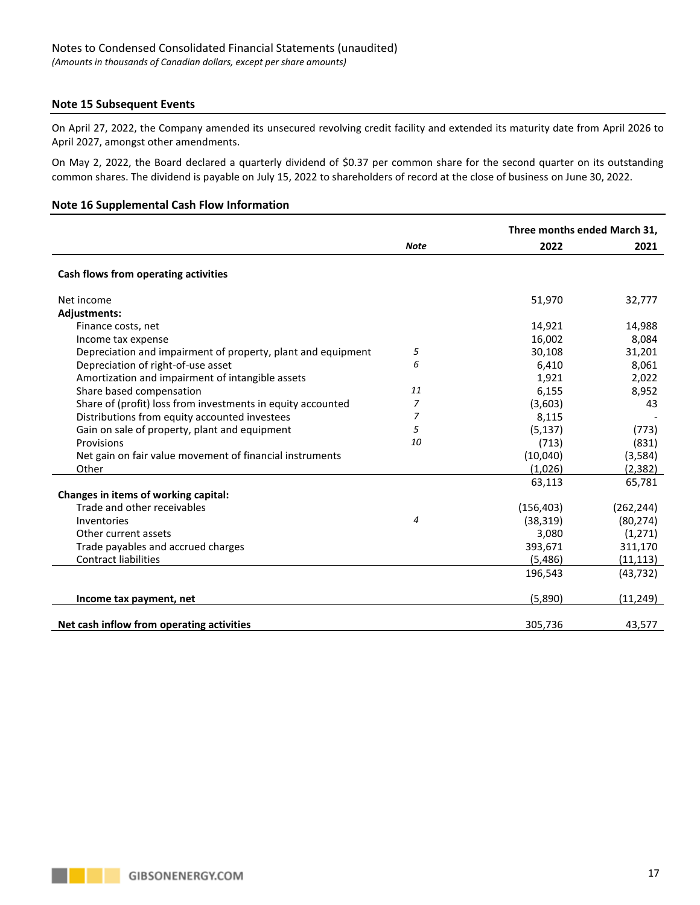Notes to Condensed Consolidated Financial Statements (unaudited)
*(Amounts in thousands of Canadian dollars, except per share amounts)*

## Note 15 Subsequent Events

On April 27, 2022, the Company amended its unsecured revolving credit facility and extended its maturity date from April 2026 to April 2027, amongst other amendments.

On May 2, 2022, the Board declared a quarterly dividend of $0.37 per common share for the second quarter on its outstanding common shares. The dividend is payable on July 15, 2022 to shareholders of record at the close of business on June 30, 2022.

## Note 16 Supplemental Cash Flow Information

| | | Three months ended March 31, | |
|---|---|---|---|
| | *Note* | **2022** | **2021** |
| **Cash flows from operating activities** | | | |
| Net income | | 51,970 | 32,777 |
| **Adjustments:** | | | |
| Finance costs, net | | 14,921 | 14,988 |
| Income tax expense | | 16,002 | 8,084 |
| Depreciation and impairment of property, plant and equipment | *5* | 30,108 | 31,201 |
| Depreciation of right-of-use asset | *6* | 6,410 | 8,061 |
| Amortization and impairment of intangible assets | | 1,921 | 2,022 |
| Share based compensation | *11* | 6,155 | 8,952 |
| Share of (profit) loss from investments in equity accounted | *7* | (3,603) | 43 |
| Distributions from equity accounted investees | *7* | 8,115 | - |
| Gain on sale of property, plant and equipment | *5* | (5,137) | (773) |
| Provisions | *10* | (713) | (831) |
| Net gain on fair value movement of financial instruments | | (10,040) | (3,584) |
| Other | | (1,026) | (2,382) |
| | | 63,113 | 65,781 |
| **Changes in items of working capital:** | | | |
| Trade and other receivables | | (156,403) | (262,244) |
| Inventories | *4* | (38,319) | (80,274) |
| Other current assets | | 3,080 | (1,271) |
| Trade payables and accrued charges | | 393,671 | 311,170 |
| Contract liabilities | | (5,486) | (11,113) |
| | | 196,543 | (43,732) |
| **Income tax payment, net** | | (5,890) | (11,249) |
| **Net cash inflow from operating activities** | | 305,736 | 43,577 |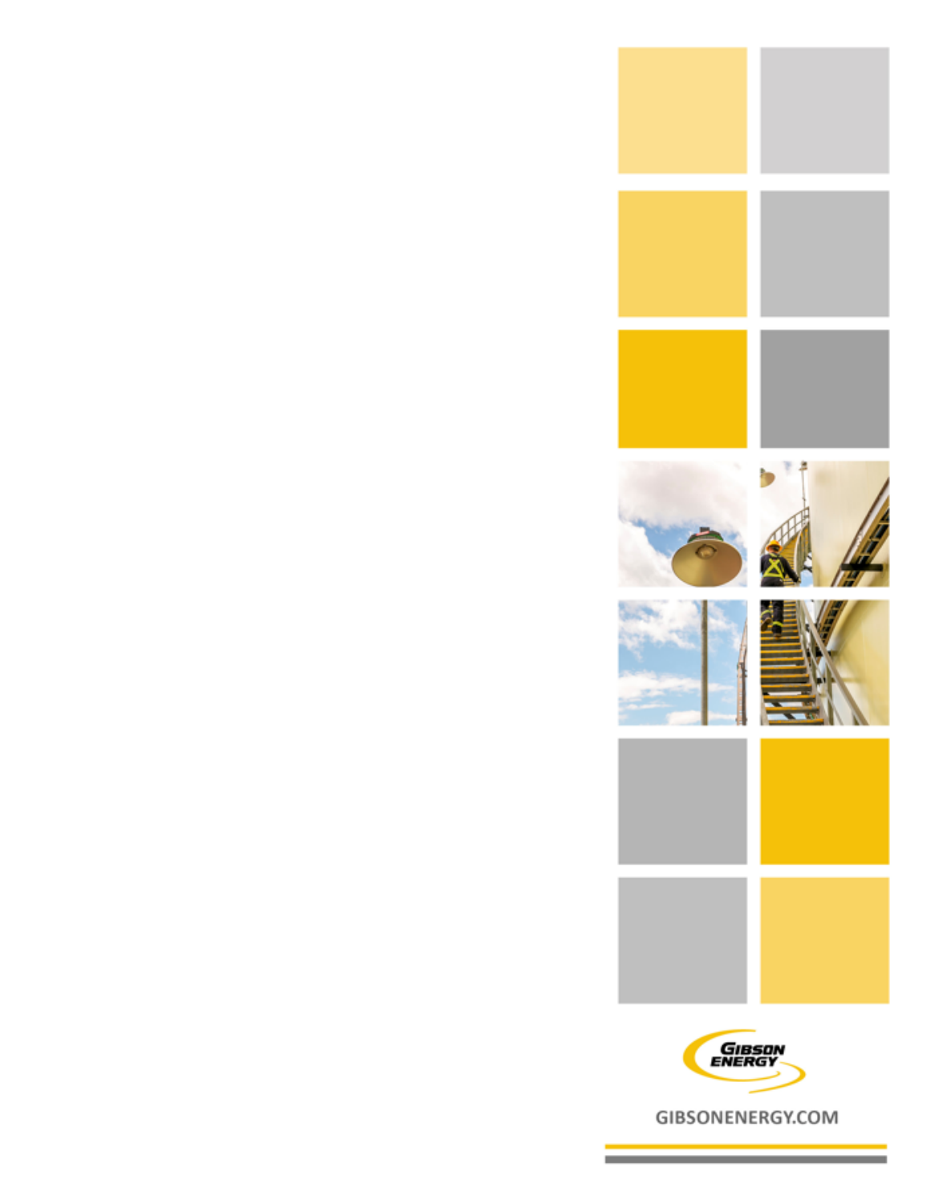GIBSON ENERGY

GIBSONENERGY.COM